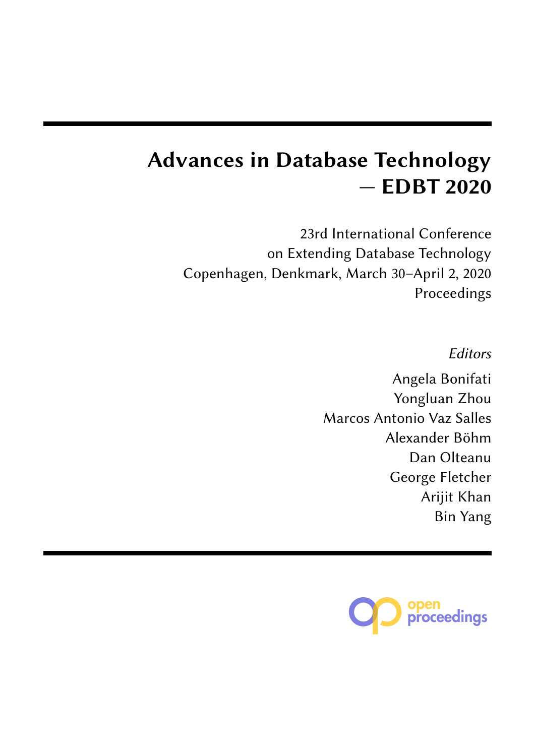# Advances in Database Technology — EDBT 2020

23rd International Conference
on Extending Database Technology
Copenhagen, Denkmark, March 30–April 2, 2020
Proceedings

*Editors*

Angela Bonifati
Yongluan Zhou
Marcos Antonio Vaz Salles
Alexander Böhm
Dan Olteanu
George Fletcher
Arijit Khan
Bin Yang

open proceedings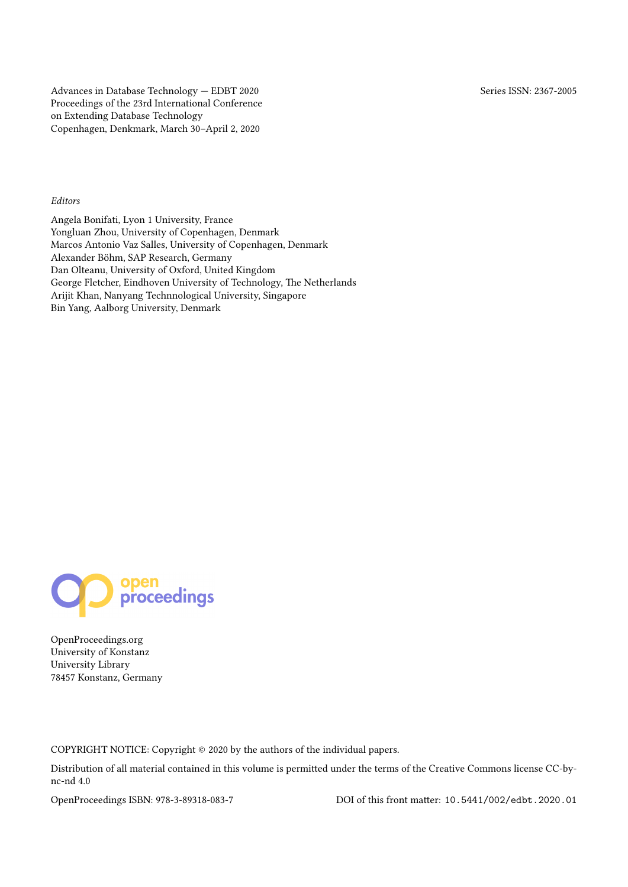Advances in Database Technology — EDBT 2020
Proceedings of the 23rd International Conference
on Extending Database Technology
Copenhagen, Denkmark, March 30–April 2, 2020

Series ISSN: 2367-2005

*Editors*

Angela Bonifati, Lyon 1 University, France
Yongluan Zhou, University of Copenhagen, Denmark
Marcos Antonio Vaz Salles, University of Copenhagen, Denmark
Alexander Böhm, SAP Research, Germany
Dan Olteanu, University of Oxford, United Kingdom
George Fletcher, Eindhoven University of Technology, The Netherlands
Arijit Khan, Nanyang Technnological University, Singapore
Bin Yang, Aalborg University, Denmark

open proceedings

OpenProceedings.org
University of Konstanz
University Library
78457 Konstanz, Germany

COPYRIGHT NOTICE: Copyright © 2020 by the authors of the individual papers.

Distribution of all material contained in this volume is permitted under the terms of the Creative Commons license CC-by-nc-nd 4.0

OpenProceedings ISBN: 978-3-89318-083-7

DOI of this front matter: `10.5441/002/edbt.2020.01`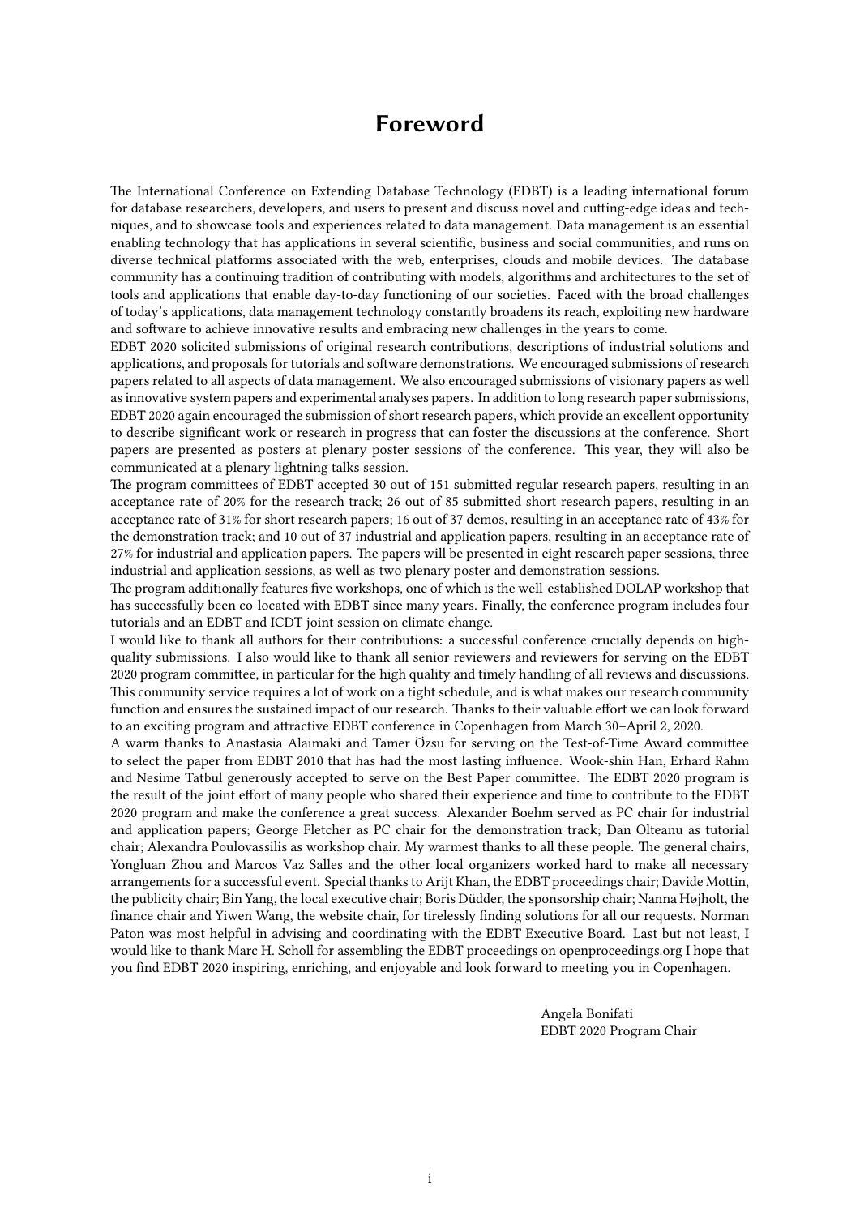# Foreword

The International Conference on Extending Database Technology (EDBT) is a leading international forum for database researchers, developers, and users to present and discuss novel and cutting-edge ideas and techniques, and to showcase tools and experiences related to data management. Data management is an essential enabling technology that has applications in several scientific, business and social communities, and runs on diverse technical platforms associated with the web, enterprises, clouds and mobile devices. The database community has a continuing tradition of contributing with models, algorithms and architectures to the set of tools and applications that enable day-to-day functioning of our societies. Faced with the broad challenges of today's applications, data management technology constantly broadens its reach, exploiting new hardware and software to achieve innovative results and embracing new challenges in the years to come.

EDBT 2020 solicited submissions of original research contributions, descriptions of industrial solutions and applications, and proposals for tutorials and software demonstrations. We encouraged submissions of research papers related to all aspects of data management. We also encouraged submissions of visionary papers as well as innovative system papers and experimental analyses papers. In addition to long research paper submissions, EDBT 2020 again encouraged the submission of short research papers, which provide an excellent opportunity to describe significant work or research in progress that can foster the discussions at the conference. Short papers are presented as posters at plenary poster sessions of the conference. This year, they will also be communicated at a plenary lightning talks session.

The program committees of EDBT accepted 30 out of 151 submitted regular research papers, resulting in an acceptance rate of 20% for the research track; 26 out of 85 submitted short research papers, resulting in an acceptance rate of 31% for short research papers; 16 out of 37 demos, resulting in an acceptance rate of 43% for the demonstration track; and 10 out of 37 industrial and application papers, resulting in an acceptance rate of 27% for industrial and application papers. The papers will be presented in eight research paper sessions, three industrial and application sessions, as well as two plenary poster and demonstration sessions.

The program additionally features five workshops, one of which is the well-established DOLAP workshop that has successfully been co-located with EDBT since many years. Finally, the conference program includes four tutorials and an EDBT and ICDT joint session on climate change.

I would like to thank all authors for their contributions: a successful conference crucially depends on high-quality submissions. I also would like to thank all senior reviewers and reviewers for serving on the EDBT 2020 program committee, in particular for the high quality and timely handling of all reviews and discussions. This community service requires a lot of work on a tight schedule, and is what makes our research community function and ensures the sustained impact of our research. Thanks to their valuable effort we can look forward to an exciting program and attractive EDBT conference in Copenhagen from March 30–April 2, 2020.

A warm thanks to Anastasia Alaimaki and Tamer Özsu for serving on the Test-of-Time Award committee to select the paper from EDBT 2010 that has had the most lasting influence. Wook-shin Han, Erhard Rahm and Nesime Tatbul generously accepted to serve on the Best Paper committee. The EDBT 2020 program is the result of the joint effort of many people who shared their experience and time to contribute to the EDBT 2020 program and make the conference a great success. Alexander Boehm served as PC chair for industrial and application papers; George Fletcher as PC chair for the demonstration track; Dan Olteanu as tutorial chair; Alexandra Poulovassilis as workshop chair. My warmest thanks to all these people. The general chairs, Yongluan Zhou and Marcos Vaz Salles and the other local organizers worked hard to make all necessary arrangements for a successful event. Special thanks to Arijt Khan, the EDBT proceedings chair; Davide Mottin, the publicity chair; Bin Yang, the local executive chair; Boris Düdder, the sponsorship chair; Nanna Højholt, the finance chair and Yiwen Wang, the website chair, for tirelessly finding solutions for all our requests. Norman Paton was most helpful in advising and coordinating with the EDBT Executive Board. Last but not least, I would like to thank Marc H. Scholl for assembling the EDBT proceedings on openproceedings.org I hope that you find EDBT 2020 inspiring, enriching, and enjoyable and look forward to meeting you in Copenhagen.

Angela Bonifati
EDBT 2020 Program Chair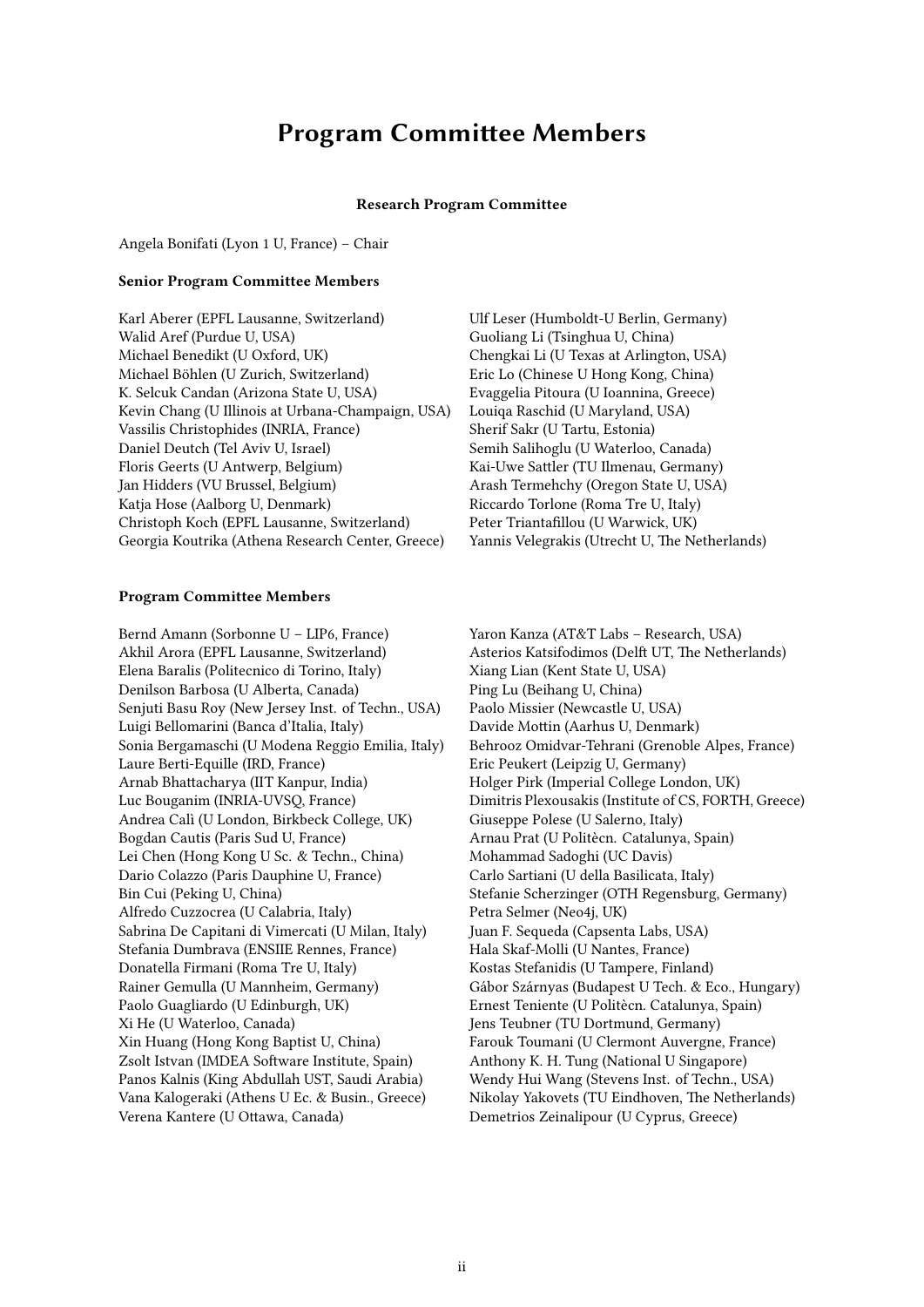# Program Committee Members

### Research Program Committee

Angela Bonifati (Lyon 1 U, France) – Chair

**Senior Program Committee Members**

Karl Aberer (EPFL Lausanne, Switzerland)
Walid Aref (Purdue U, USA)
Michael Benedikt (U Oxford, UK)
Michael Böhlen (U Zurich, Switzerland)
K. Selcuk Candan (Arizona State U, USA)
Kevin Chang (U Illinois at Urbana-Champaign, USA)
Vassilis Christophides (INRIA, France)
Daniel Deutch (Tel Aviv U, Israel)
Floris Geerts (U Antwerp, Belgium)
Jan Hidders (VU Brussel, Belgium)
Katja Hose (Aalborg U, Denmark)
Christoph Koch (EPFL Lausanne, Switzerland)
Georgia Koutrika (Athena Research Center, Greece)
Ulf Leser (Humboldt-U Berlin, Germany)
Guoliang Li (Tsinghua U, China)
Chengkai Li (U Texas at Arlington, USA)
Eric Lo (Chinese U Hong Kong, China)
Evaggelia Pitoura (U Ioannina, Greece)
Louiqa Raschid (U Maryland, USA)
Sherif Sakr (U Tartu, Estonia)
Semih Salihoglu (U Waterloo, Canada)
Kai-Uwe Sattler (TU Ilmenau, Germany)
Arash Termehchy (Oregon State U, USA)
Riccardo Torlone (Roma Tre U, Italy)
Peter Triantafillou (U Warwick, UK)
Yannis Velegrakis (Utrecht U, The Netherlands)

**Program Committee Members**

Bernd Amann (Sorbonne U – LIP6, France)
Akhil Arora (EPFL Lausanne, Switzerland)
Elena Baralis (Politecnico di Torino, Italy)
Denilson Barbosa (U Alberta, Canada)
Senjuti Basu Roy (New Jersey Inst. of Techn., USA)
Luigi Bellomarini (Banca d'Italia, Italy)
Sonia Bergamaschi (U Modena Reggio Emilia, Italy)
Laure Berti-Equille (IRD, France)
Arnab Bhattacharya (IIT Kanpur, India)
Luc Bouganim (INRIA-UVSQ, France)
Andrea Calì (U London, Birkbeck College, UK)
Bogdan Cautis (Paris Sud U, France)
Lei Chen (Hong Kong U Sc. & Techn., China)
Dario Colazzo (Paris Dauphine U, France)
Bin Cui (Peking U, China)
Alfredo Cuzzocrea (U Calabria, Italy)
Sabrina De Capitani di Vimercati (U Milan, Italy)
Stefania Dumbrava (ENSIIE Rennes, France)
Donatella Firmani (Roma Tre U, Italy)
Rainer Gemulla (U Mannheim, Germany)
Paolo Guagliardo (U Edinburgh, UK)
Xi He (U Waterloo, Canada)
Xin Huang (Hong Kong Baptist U, China)
Zsolt Istvan (IMDEA Software Institute, Spain)
Panos Kalnis (King Abdullah UST, Saudi Arabia)
Vana Kalogeraki (Athens U Ec. & Busin., Greece)
Verena Kantere (U Ottawa, Canada)
Yaron Kanza (AT&T Labs – Research, USA)
Asterios Katsifodimos (Delft UT, The Netherlands)
Xiang Lian (Kent State U, USA)
Ping Lu (Beihang U, China)
Paolo Missier (Newcastle U, USA)
Davide Mottin (Aarhus U, Denmark)
Behrooz Omidvar-Tehrani (Grenoble Alpes, France)
Eric Peukert (Leipzig U, Germany)
Holger Pirk (Imperial College London, UK)
Dimitris Plexousakis (Institute of CS, FORTH, Greece)
Giuseppe Polese (U Salerno, Italy)
Arnau Prat (U Politècn. Catalunya, Spain)
Mohammad Sadoghi (UC Davis)
Carlo Sartiani (U della Basilicata, Italy)
Stefanie Scherzinger (OTH Regensburg, Germany)
Petra Selmer (Neo4j, UK)
Juan F. Sequeda (Capsenta Labs, USA)
Hala Skaf-Molli (U Nantes, France)
Kostas Stefanidis (U Tampere, Finland)
Gábor Szárnyas (Budapest U Tech. & Eco., Hungary)
Ernest Teniente (U Politècn. Catalunya, Spain)
Jens Teubner (TU Dortmund, Germany)
Farouk Toumani (U Clermont Auvergne, France)
Anthony K. H. Tung (National U Singapore)
Wendy Hui Wang (Stevens Inst. of Techn., USA)
Nikolay Yakovets (TU Eindhoven, The Netherlands)
Demetrios Zeinalipour (U Cyprus, Greece)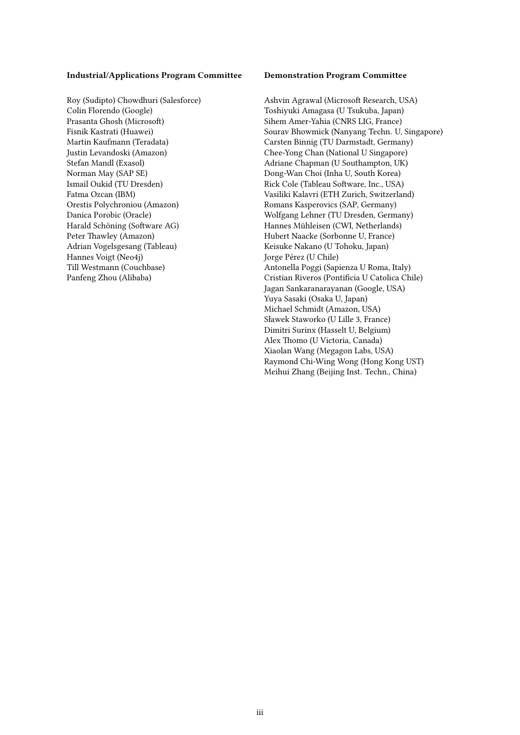#### Industrial/Applications Program Committee

Roy (Sudipto) Chowdhuri (Salesforce)
Colin Florendo (Google)
Prasanta Ghosh (Microsoft)
Fisnik Kastrati (Huawei)
Martin Kaufmann (Teradata)
Justin Levandoski (Amazon)
Stefan Mandl (Exasol)
Norman May (SAP SE)
Ismail Oukid (TU Dresden)
Fatma Ozcan (IBM)
Orestis Polychroniou (Amazon)
Danica Porobic (Oracle)
Harald Schöning (Software AG)
Peter Thawley (Amazon)
Adrian Vogelsgesang (Tableau)
Hannes Voigt (Neo4j)
Till Westmann (Couchbase)
Panfeng Zhou (Alibaba)

#### Demonstration Program Committee

Ashvin Agrawal (Microsoft Research, USA)
Toshiyuki Amagasa (U Tsukuba, Japan)
Sihem Amer-Yahia (CNRS LIG, France)
Sourav Bhowmick (Nanyang Techn. U, Singapore)
Carsten Binnig (TU Darmstadt, Germany)
Chee-Yong Chan (National U Singapore)
Adriane Chapman (U Southampton, UK)
Dong-Wan Choi (Inha U, South Korea)
Rick Cole (Tableau Software, Inc., USA)
Vasiliki Kalavri (ETH Zurich, Switzerland)
Romans Kasperovics (SAP, Germany)
Wolfgang Lehner (TU Dresden, Germany)
Hannes Mühleisen (CWI, Netherlands)
Hubert Naacke (Sorbonne U, France)
Keisuke Nakano (U Tohoku, Japan)
Jorge Pérez (U Chile)
Antonella Poggi (Sapienza U Roma, Italy)
Cristian Riveros (Pontificia U Catolica Chile)
Jagan Sankaranarayanan (Google, USA)
Yuya Sasaki (Osaka U, Japan)
Michael Schmidt (Amazon, USA)
Sławek Staworko (U Lille 3, France)
Dimitri Surinx (Hasselt U, Belgium)
Alex Thomo (U Victoria, Canada)
Xiaolan Wang (Megagon Labs, USA)
Raymond Chi-Wing Wong (Hong Kong UST)
Meihui Zhang (Beijing Inst. Techn., China)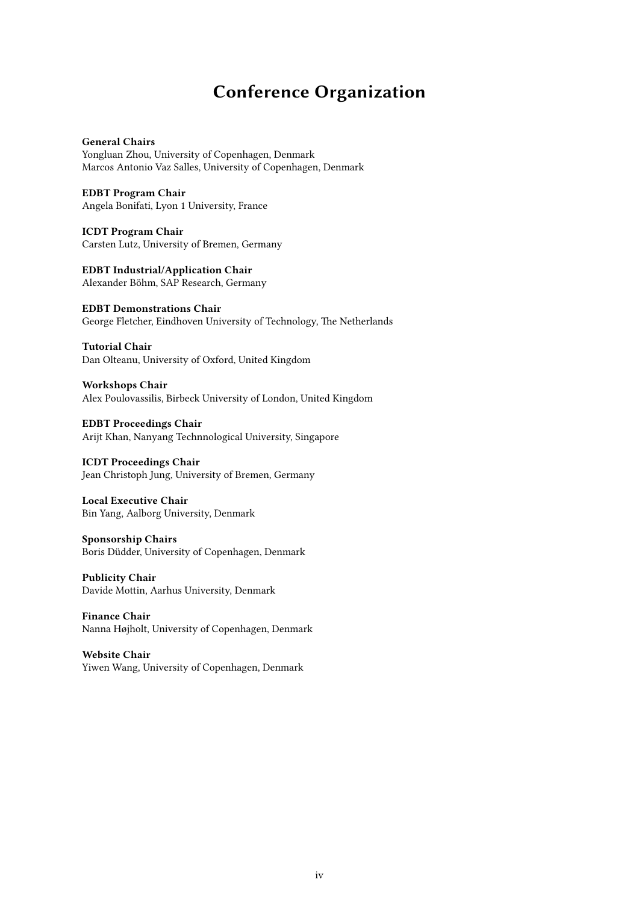# Conference Organization

**General Chairs**
Yongluan Zhou, University of Copenhagen, Denmark
Marcos Antonio Vaz Salles, University of Copenhagen, Denmark

**EDBT Program Chair**
Angela Bonifati, Lyon 1 University, France

**ICDT Program Chair**
Carsten Lutz, University of Bremen, Germany

**EDBT Industrial/Application Chair**
Alexander Böhm, SAP Research, Germany

**EDBT Demonstrations Chair**
George Fletcher, Eindhoven University of Technology, The Netherlands

**Tutorial Chair**
Dan Olteanu, University of Oxford, United Kingdom

**Workshops Chair**
Alex Poulovassilis, Birbeck University of London, United Kingdom

**EDBT Proceedings Chair**
Arijt Khan, Nanyang Technnological University, Singapore

**ICDT Proceedings Chair**
Jean Christoph Jung, University of Bremen, Germany

**Local Executive Chair**
Bin Yang, Aalborg University, Denmark

**Sponsorship Chairs**
Boris Düdder, University of Copenhagen, Denmark

**Publicity Chair**
Davide Mottin, Aarhus University, Denmark

**Finance Chair**
Nanna Højholt, University of Copenhagen, Denmark

**Website Chair**
Yiwen Wang, University of Copenhagen, Denmark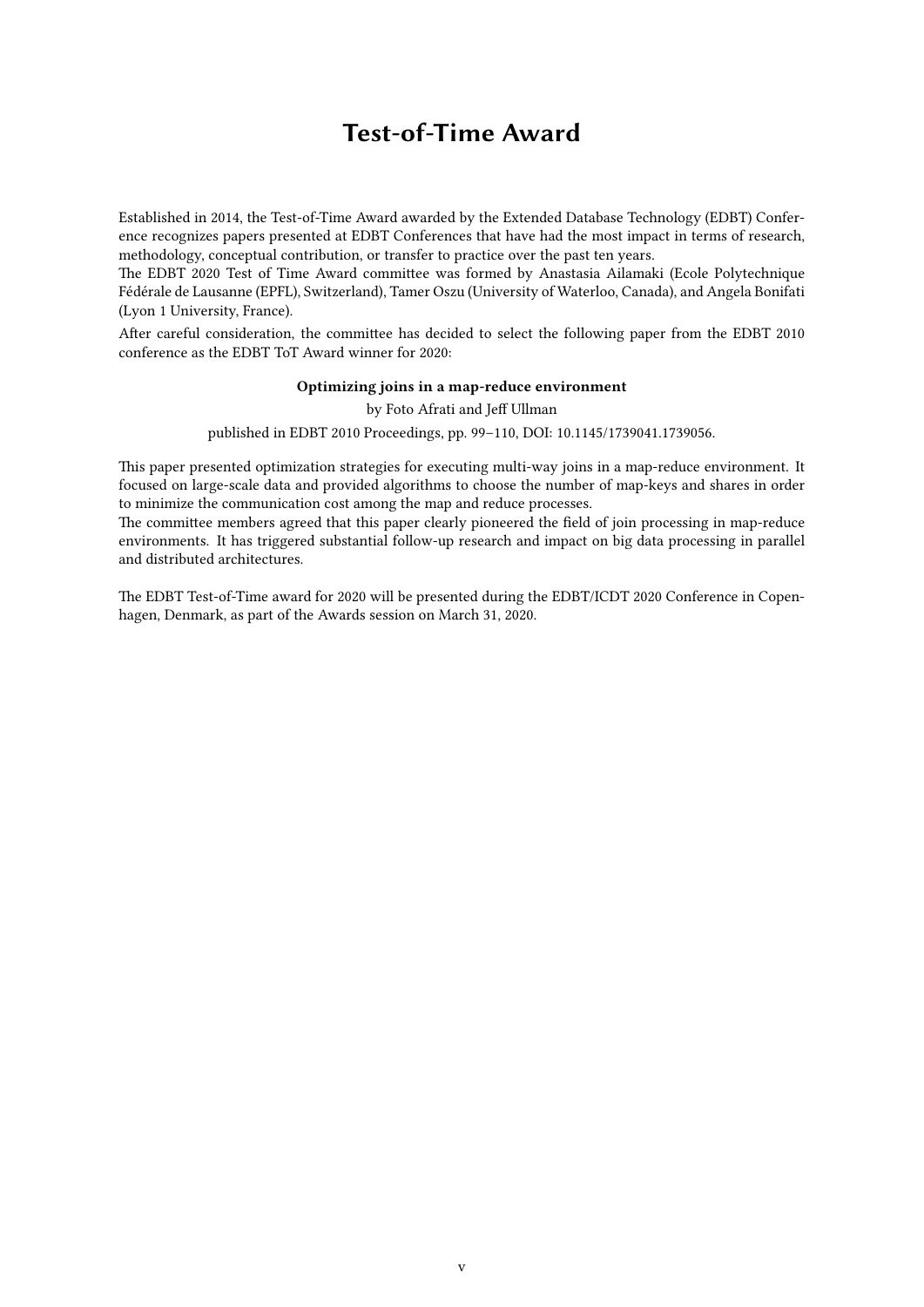# Test-of-Time Award

Established in 2014, the Test-of-Time Award awarded by the Extended Database Technology (EDBT) Conference recognizes papers presented at EDBT Conferences that have had the most impact in terms of research, methodology, conceptual contribution, or transfer to practice over the past ten years.
The EDBT 2020 Test of Time Award committee was formed by Anastasia Ailamaki (Ecole Polytechnique Fédérale de Lausanne (EPFL), Switzerland), Tamer Oszu (University of Waterloo, Canada), and Angela Bonifati (Lyon 1 University, France).

After careful consideration, the committee has decided to select the following paper from the EDBT 2010 conference as the EDBT ToT Award winner for 2020:

**Optimizing joins in a map-reduce environment**

by Foto Afrati and Jeff Ullman

published in EDBT 2010 Proceedings, pp. 99–110, DOI: 10.1145/1739041.1739056.

This paper presented optimization strategies for executing multi-way joins in a map-reduce environment. It focused on large-scale data and provided algorithms to choose the number of map-keys and shares in order to minimize the communication cost among the map and reduce processes.
The committee members agreed that this paper clearly pioneered the field of join processing in map-reduce environments. It has triggered substantial follow-up research and impact on big data processing in parallel and distributed architectures.

The EDBT Test-of-Time award for 2020 will be presented during the EDBT/ICDT 2020 Conference in Copenhagen, Denmark, as part of the Awards session on March 31, 2020.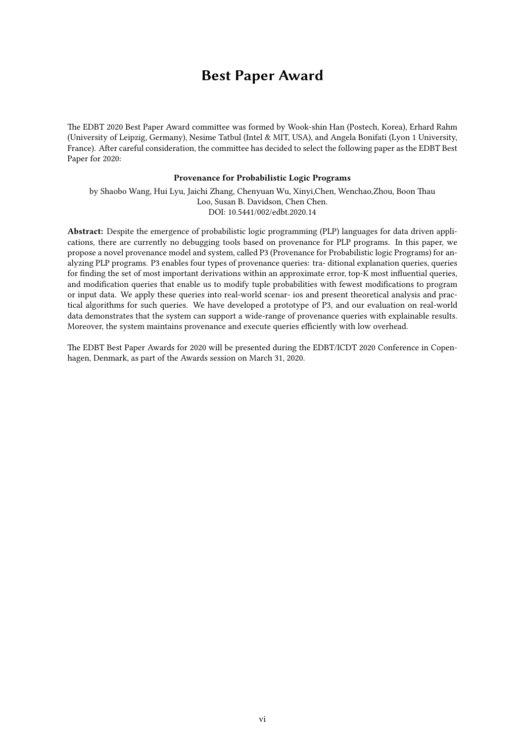# Best Paper Award

The EDBT 2020 Best Paper Award committee was formed by Wook-shin Han (Postech, Korea), Erhard Rahm (University of Leipzig, Germany), Nesime Tatbul (Intel & MIT, USA), and Angela Bonifati (Lyon 1 University, France). After careful consideration, the committee has decided to select the following paper as the EDBT Best Paper for 2020:

**Provenance for Probabilistic Logic Programs**

by Shaobo Wang, Hui Lyu, Jaichi Zhang, Chenyuan Wu, Xinyi,Chen, Wenchao,Zhou, Boon Thau Loo, Susan B. Davidson, Chen Chen.
DOI: 10.5441/002/edbt.2020.14

**Abstract:** Despite the emergence of probabilistic logic programming (PLP) languages for data driven applications, there are currently no debugging tools based on provenance for PLP programs. In this paper, we propose a novel provenance model and system, called P3 (Provenance for Probabilistic logic Programs) for analyzing PLP programs. P3 enables four types of provenance queries: tra- ditional explanation queries, queries for finding the set of most important derivations within an approximate error, top-K most influential queries, and modification queries that enable us to modify tuple probabilities with fewest modifications to program or input data. We apply these queries into real-world scenar- ios and present theoretical analysis and practical algorithms for such queries. We have developed a prototype of P3, and our evaluation on real-world data demonstrates that the system can support a wide-range of provenance queries with explainable results. Moreover, the system maintains provenance and execute queries efficiently with low overhead.

The EDBT Best Paper Awards for 2020 will be presented during the EDBT/ICDT 2020 Conference in Copenhagen, Denmark, as part of the Awards session on March 31, 2020.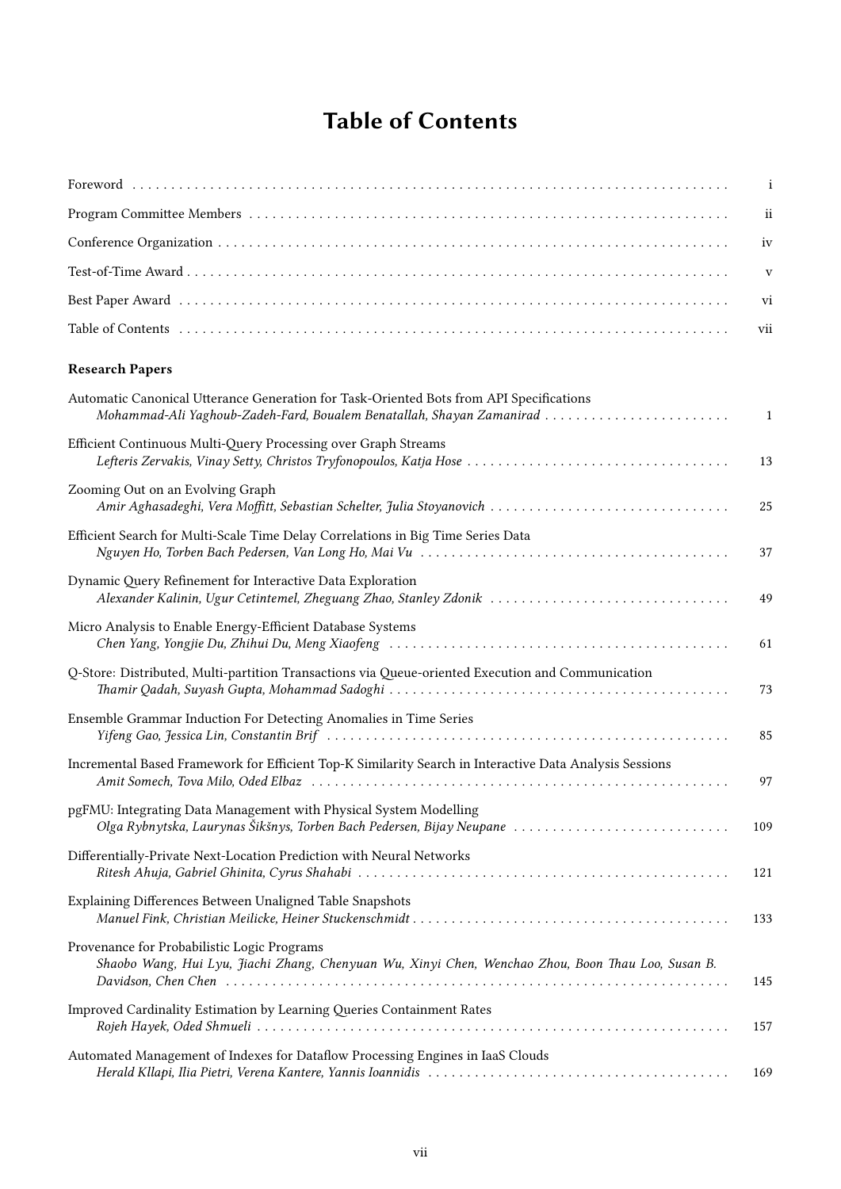# Table of Contents

Foreword .... i

Program Committee Members .... ii

Conference Organization .... iv

Test-of-Time Award .... v

Best Paper Award .... vi

Table of Contents .... vii

**Research Papers**

Automatic Canonical Utterance Generation for Task-Oriented Bots from API Specifications
*Mohammad-Ali Yaghoub-Zadeh-Fard, Boualem Benatallah, Shayan Zamanirad* .... 1

Efficient Continuous Multi-Query Processing over Graph Streams
*Lefteris Zervakis, Vinay Setty, Christos Tryfonopoulos, Katja Hose* .... 13

Zooming Out on an Evolving Graph
*Amir Aghasadeghi, Vera Moffitt, Sebastian Schelter, Julia Stoyanovich* .... 25

Efficient Search for Multi-Scale Time Delay Correlations in Big Time Series Data
*Nguyen Ho, Torben Bach Pedersen, Van Long Ho, Mai Vu* .... 37

Dynamic Query Refinement for Interactive Data Exploration
*Alexander Kalinin, Ugur Cetintemel, Zheguang Zhao, Stanley Zdonik* .... 49

Micro Analysis to Enable Energy-Efficient Database Systems
*Chen Yang, Yongjie Du, Zhihui Du, Meng Xiaofeng* .... 61

Q-Store: Distributed, Multi-partition Transactions via Queue-oriented Execution and Communication
*Thamir Qadah, Suyash Gupta, Mohammad Sadoghi* .... 73

Ensemble Grammar Induction For Detecting Anomalies in Time Series
*Yifeng Gao, Jessica Lin, Constantin Brif* .... 85

Incremental Based Framework for Efficient Top-K Similarity Search in Interactive Data Analysis Sessions
*Amit Somech, Tova Milo, Oded Elbaz* .... 97

pgFMU: Integrating Data Management with Physical System Modelling
*Olga Rybnytska, Laurynas Šikšnys, Torben Bach Pedersen, Bijay Neupane* .... 109

Differentially-Private Next-Location Prediction with Neural Networks
*Ritesh Ahuja, Gabriel Ghinita, Cyrus Shahabi* .... 121

Explaining Differences Between Unaligned Table Snapshots
*Manuel Fink, Christian Meilicke, Heiner Stuckenschmidt* .... 133

Provenance for Probabilistic Logic Programs
*Shaobo Wang, Hui Lyu, Jiachi Zhang, Chenyuan Wu, Xinyi Chen, Wenchao Zhou, Boon Thau Loo, Susan B. Davidson, Chen Chen* .... 145

Improved Cardinality Estimation by Learning Queries Containment Rates
*Rojeh Hayek, Oded Shmueli* .... 157

Automated Management of Indexes for Dataflow Processing Engines in IaaS Clouds
*Herald Kllapi, Ilia Pietri, Verena Kantere, Yannis Ioannidis* .... 169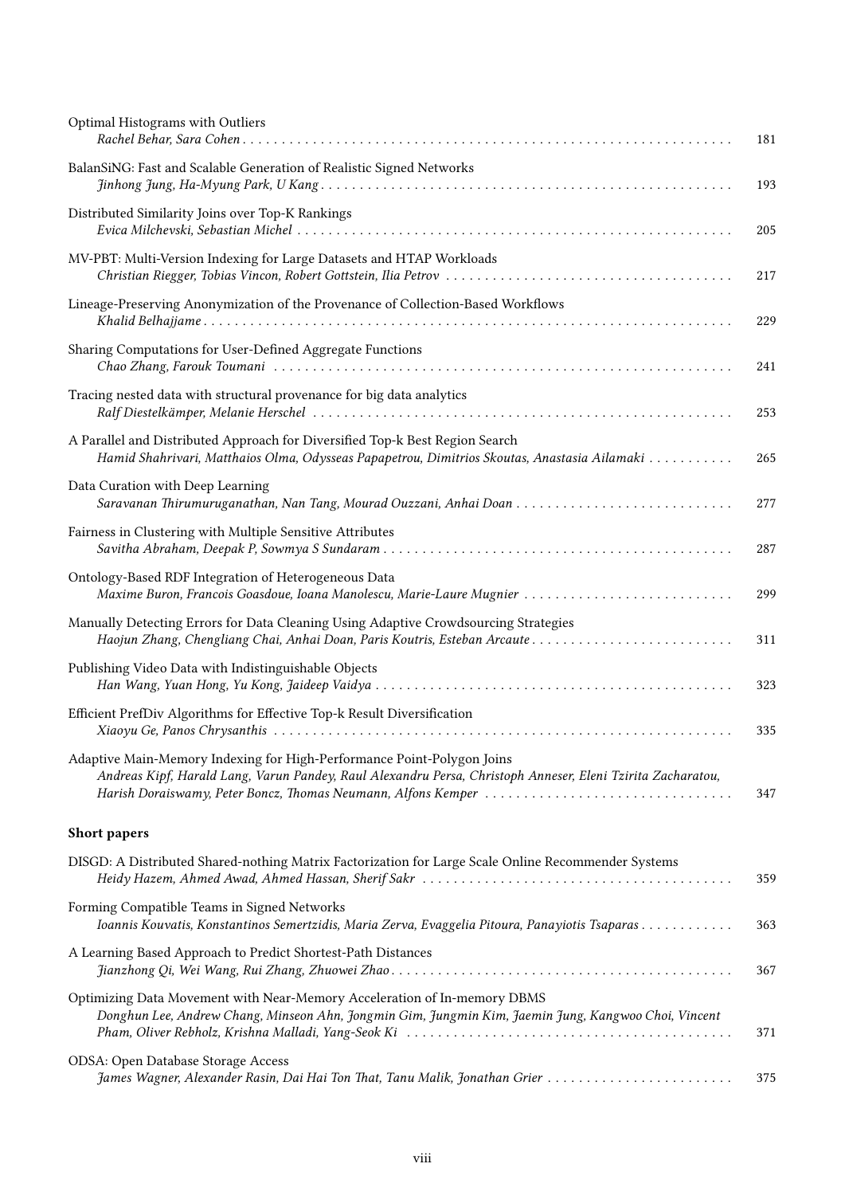Optimal Histograms with Outliers
*Rachel Behar, Sara Cohen* . . . . . . . . . . . . . . . . . . . . . . . . . . . . . . . . . . . . . . . . . . . . . . . . . . . . . . . . . . . . . . . 181

BalanSiNG: Fast and Scalable Generation of Realistic Signed Networks
*Jinhong Jung, Ha-Myung Park, U Kang* . . . . . . . . . . . . . . . . . . . . . . . . . . . . . . . . . . . . . . . . . . . . . . . . . . . . 193

Distributed Similarity Joins over Top-K Rankings
*Evica Milchevski, Sebastian Michel* . . . . . . . . . . . . . . . . . . . . . . . . . . . . . . . . . . . . . . . . . . . . . . . . . . . . . . . 205

MV-PBT: Multi-Version Indexing for Large Datasets and HTAP Workloads
*Christian Riegger, Tobias Vincon, Robert Gottstein, Ilia Petrov* . . . . . . . . . . . . . . . . . . . . . . . . . . . . . . . . . . . . 217

Lineage-Preserving Anonymization of the Provenance of Collection-Based Workflows
*Khalid Belhajjame* . . . . . . . . . . . . . . . . . . . . . . . . . . . . . . . . . . . . . . . . . . . . . . . . . . . . . . . . . . . . . . . . . . . . 229

Sharing Computations for User-Defined Aggregate Functions
*Chao Zhang, Farouk Toumani* . . . . . . . . . . . . . . . . . . . . . . . . . . . . . . . . . . . . . . . . . . . . . . . . . . . . . . . . . . . 241

Tracing nested data with structural provenance for big data analytics
*Ralf Diestelkämper, Melanie Herschel* . . . . . . . . . . . . . . . . . . . . . . . . . . . . . . . . . . . . . . . . . . . . . . . . . . . . . 253

A Parallel and Distributed Approach for Diversified Top-k Best Region Search
*Hamid Shahrivari, Matthaios Olma, Odysseas Papapetrou, Dimitrios Skoutas, Anastasia Ailamaki* . . . . . . . . . . . 265

Data Curation with Deep Learning
*Saravanan Thirumuruganathan, Nan Tang, Mourad Ouzzani, Anhai Doan* . . . . . . . . . . . . . . . . . . . . . . . . . . . . 277

Fairness in Clustering with Multiple Sensitive Attributes
*Savitha Abraham, Deepak P, Sowmya S Sundaram* . . . . . . . . . . . . . . . . . . . . . . . . . . . . . . . . . . . . . . . . . . . . 287

Ontology-Based RDF Integration of Heterogeneous Data
*Maxime Buron, Francois Goasdoue, Ioana Manolescu, Marie-Laure Mugnier* . . . . . . . . . . . . . . . . . . . . . . . . . . . 299

Manually Detecting Errors for Data Cleaning Using Adaptive Crowdsourcing Strategies
*Haojun Zhang, Chengliang Chai, Anhai Doan, Paris Koutris, Esteban Arcaute* . . . . . . . . . . . . . . . . . . . . . . . . . . 311

Publishing Video Data with Indistinguishable Objects
*Han Wang, Yuan Hong, Yu Kong, Jaideep Vaidya* . . . . . . . . . . . . . . . . . . . . . . . . . . . . . . . . . . . . . . . . . . . . . 323

Efficient PrefDiv Algorithms for Effective Top-k Result Diversification
*Xiaoyu Ge, Panos Chrysanthis* . . . . . . . . . . . . . . . . . . . . . . . . . . . . . . . . . . . . . . . . . . . . . . . . . . . . . . . . . . 335

Adaptive Main-Memory Indexing for High-Performance Point-Polygon Joins
*Andreas Kipf, Harald Lang, Varun Pandey, Raul Alexandru Persa, Christoph Anneser, Eleni Tzirita Zacharatou, Harish Doraiswamy, Peter Boncz, Thomas Neumann, Alfons Kemper* . . . . . . . . . . . . . . . . . . . . . . . . . . . . . . . . 347

## Short papers

DISGD: A Distributed Shared-nothing Matrix Factorization for Large Scale Online Recommender Systems
*Heidy Hazem, Ahmed Awad, Ahmed Hassan, Sherif Sakr* . . . . . . . . . . . . . . . . . . . . . . . . . . . . . . . . . . . . . . . . 359

Forming Compatible Teams in Signed Networks
*Ioannis Kouvatis, Konstantinos Semertzidis, Maria Zerva, Evaggelia Pitoura, Panayiotis Tsaparas* . . . . . . . . . . . . 363

A Learning Based Approach to Predict Shortest-Path Distances
*Jianzhong Qi, Wei Wang, Rui Zhang, Zhuowei Zhao* . . . . . . . . . . . . . . . . . . . . . . . . . . . . . . . . . . . . . . . . . . . 367

Optimizing Data Movement with Near-Memory Acceleration of In-memory DBMS
*Donghun Lee, Andrew Chang, Minseon Ahn, Jongmin Gim, Jungmin Kim, Jaemin Jung, Kangwoo Choi, Vincent Pham, Oliver Rebholz, Krishna Malladi, Yang-Seok Ki* . . . . . . . . . . . . . . . . . . . . . . . . . . . . . . . . . . . . . . . . 371

ODSA: Open Database Storage Access
*James Wagner, Alexander Rasin, Dai Hai Ton That, Tanu Malik, Jonathan Grier* . . . . . . . . . . . . . . . . . . . . . . . . 375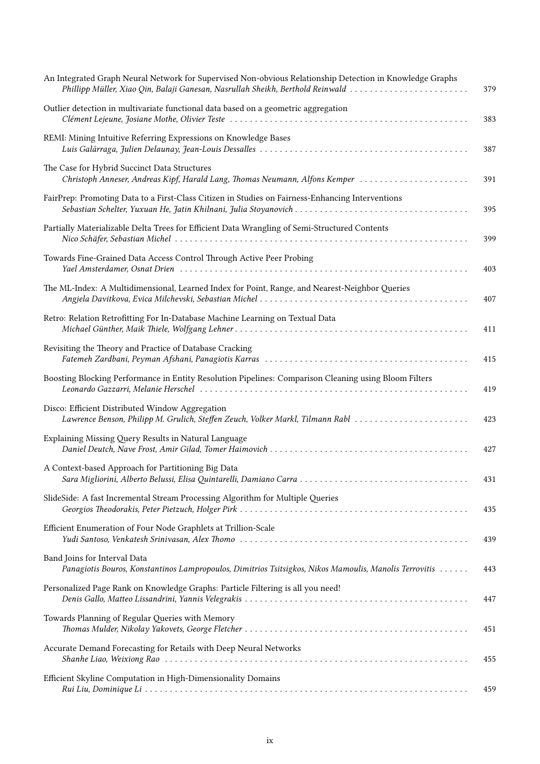An Integrated Graph Neural Network for Supervised Non-obvious Relationship Detection in Knowledge Graphs
*Phillipp Müller, Xiao Qin, Balaji Ganesan, Nasrullah Sheikh, Berthold Reinwald* . . . . . . . . . . . . . . . . . . . . . . . . 379

Outlier detection in multivariate functional data based on a geometric aggregation
*Clément Lejeune, Josiane Mothe, Olivier Teste* . . . . . . . . . . . . . . . . . . . . . . . . . . . . . . . . . . . . . . . . . . . . . . . . . 383

REMI: Mining Intuitive Referring Expressions on Knowledge Bases
*Luis Galárraga, Julien Delaunay, Jean-Louis Dessalles* . . . . . . . . . . . . . . . . . . . . . . . . . . . . . . . . . . . . . . . . . . 387

The Case for Hybrid Succinct Data Structures
*Christoph Anneser, Andreas Kipf, Harald Lang, Thomas Neumann, Alfons Kemper* . . . . . . . . . . . . . . . . . . . . . . 391

FairPrep: Promoting Data to a First-Class Citizen in Studies on Fairness-Enhancing Interventions
*Sebastian Schelter, Yuxuan He, Jatin Khilnani, Julia Stoyanovich* . . . . . . . . . . . . . . . . . . . . . . . . . . . . . . . . . . . 395

Partially Materializable Delta Trees for Efficient Data Wrangling of Semi-Structured Contents
*Nico Schäfer, Sebastian Michel* . . . . . . . . . . . . . . . . . . . . . . . . . . . . . . . . . . . . . . . . . . . . . . . . . . . . . . . . . . . . . . 399

Towards Fine-Grained Data Access Control Through Active Peer Probing
*Yael Amsterdamer, Osnat Drien* . . . . . . . . . . . . . . . . . . . . . . . . . . . . . . . . . . . . . . . . . . . . . . . . . . . . . . . . . . . . . . 403

The ML-Index: A Multidimensional, Learned Index for Point, Range, and Nearest-Neighbor Queries
*Angjela Davitkova, Evica Milchevski, Sebastian Michel* . . . . . . . . . . . . . . . . . . . . . . . . . . . . . . . . . . . . . . . . . . 407

Retro: Relation Retrofitting For In-Database Machine Learning on Textual Data
*Michael Günther, Maik Thiele, Wolfgang Lehner* . . . . . . . . . . . . . . . . . . . . . . . . . . . . . . . . . . . . . . . . . . . . . . . 411

Revisiting the Theory and Practice of Database Cracking
*Fatemeh Zardbani, Peyman Afshani, Panagiotis Karras* . . . . . . . . . . . . . . . . . . . . . . . . . . . . . . . . . . . . . . . . . 415

Boosting Blocking Performance in Entity Resolution Pipelines: Comparison Cleaning using Bloom Filters
*Leonardo Gazzarri, Melanie Herschel* . . . . . . . . . . . . . . . . . . . . . . . . . . . . . . . . . . . . . . . . . . . . . . . . . . . . . . . 419

Disco: Efficient Distributed Window Aggregation
*Lawrence Benson, Philipp M. Grulich, Steffen Zeuch, Volker Markl, Tilmann Rabl* . . . . . . . . . . . . . . . . . . . . . . . 423

Explaining Missing Query Results in Natural Language
*Daniel Deutch, Nave Frost, Amir Gilad, Tomer Haimovich* . . . . . . . . . . . . . . . . . . . . . . . . . . . . . . . . . . . . . . . . 427

A Context-based Approach for Partitioning Big Data
*Sara Migliorini, Alberto Belussi, Elisa Quintarelli, Damiano Carra* . . . . . . . . . . . . . . . . . . . . . . . . . . . . . . . . . . 431

SlideSide: A fast Incremental Stream Processing Algorithm for Multiple Queries
*Georgios Theodorakis, Peter Pietzuch, Holger Pirk* . . . . . . . . . . . . . . . . . . . . . . . . . . . . . . . . . . . . . . . . . . . . . 435

Efficient Enumeration of Four Node Graphlets at Trillion-Scale
*Yudi Santoso, Venkatesh Srinivasan, Alex Thomo* . . . . . . . . . . . . . . . . . . . . . . . . . . . . . . . . . . . . . . . . . . . . . . 439

Band Joins for Interval Data
*Panagiotis Bouros, Konstantinos Lampropoulos, Dimitrios Tsitsigkos, Nikos Mamoulis, Manolis Terrovitis* . . . . . . 443

Personalized Page Rank on Knowledge Graphs: Particle Filtering is all you need!
*Denis Gallo, Matteo Lissandrini, Yannis Velegrakis* . . . . . . . . . . . . . . . . . . . . . . . . . . . . . . . . . . . . . . . . . . . . 447

Towards Planning of Regular Queries with Memory
*Thomas Mulder, Nikolay Yakovets, George Fletcher* . . . . . . . . . . . . . . . . . . . . . . . . . . . . . . . . . . . . . . . . . . . . . 451

Accurate Demand Forecasting for Retails with Deep Neural Networks
*Shanhe Liao, Weixiong Rao* . . . . . . . . . . . . . . . . . . . . . . . . . . . . . . . . . . . . . . . . . . . . . . . . . . . . . . . . . . . . . . . . 455

Efficient Skyline Computation in High-Dimensionality Domains
*Rui Liu, Dominique Li* . . . . . . . . . . . . . . . . . . . . . . . . . . . . . . . . . . . . . . . . . . . . . . . . . . . . . . . . . . . . . . . . . . . 459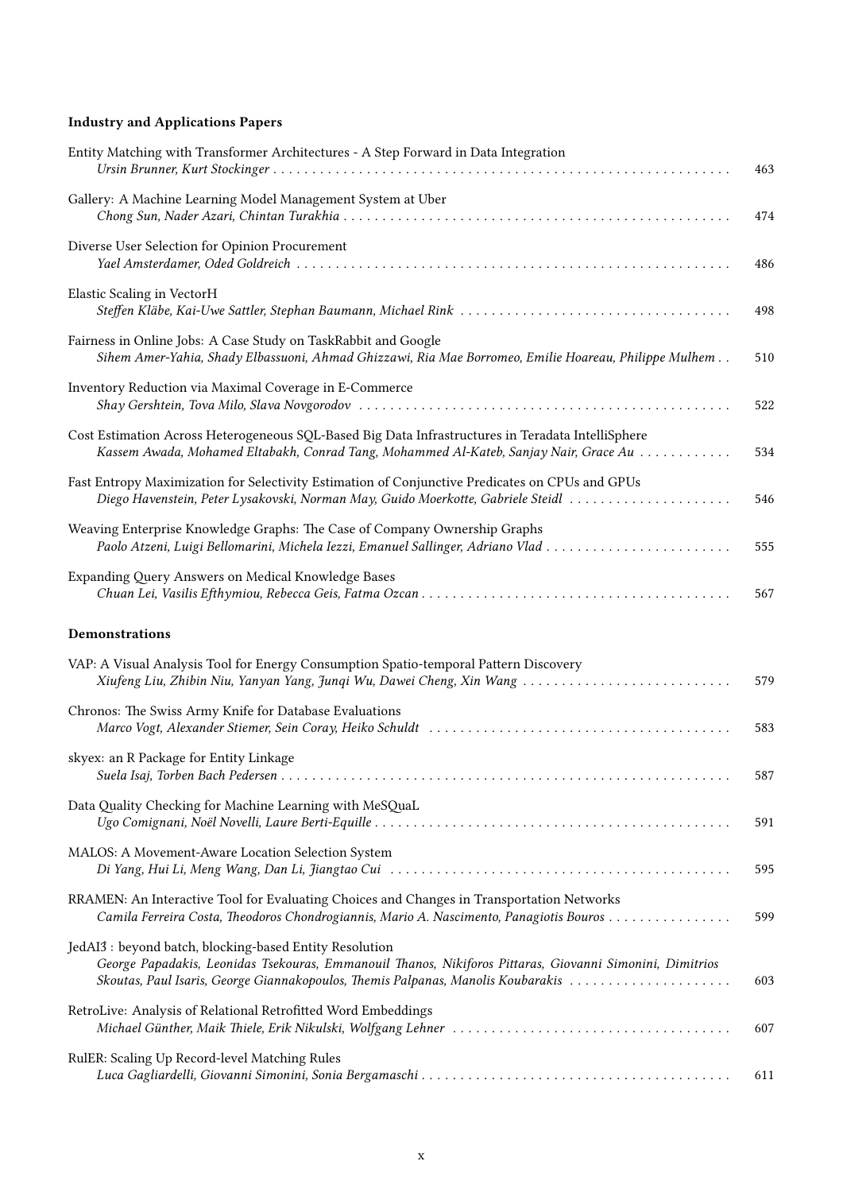### Industry and Applications Papers

Entity Matching with Transformer Architectures - A Step Forward in Data Integration
*Ursin Brunner, Kurt Stockinger* . . . . . . . . . . 463

Gallery: A Machine Learning Model Management System at Uber
*Chong Sun, Nader Azari, Chintan Turakhia* . . . . . . . . . . 474

Diverse User Selection for Opinion Procurement
*Yael Amsterdamer, Oded Goldreich* . . . . . . . . . . 486

Elastic Scaling in VectorH
*Steffen Kläbe, Kai-Uwe Sattler, Stephan Baumann, Michael Rink* . . . . . . . . . . 498

Fairness in Online Jobs: A Case Study on TaskRabbit and Google
*Sihem Amer-Yahia, Shady Elbassuoni, Ahmad Ghizzawi, Ria Mae Borromeo, Emilie Hoareau, Philippe Mulhem* . . 510

Inventory Reduction via Maximal Coverage in E-Commerce
*Shay Gershtein, Tova Milo, Slava Novgorodov* . . . . . . . . . . 522

Cost Estimation Across Heterogeneous SQL-Based Big Data Infrastructures in Teradata IntelliSphere
*Kassem Awada, Mohamed Eltabakh, Conrad Tang, Mohammed Al-Kateb, Sanjay Nair, Grace Au* . . . . . . . . . . 534

Fast Entropy Maximization for Selectivity Estimation of Conjunctive Predicates on CPUs and GPUs
*Diego Havenstein, Peter Lysakovski, Norman May, Guido Moerkotte, Gabriele Steidl* . . . . . . . . . . 546

Weaving Enterprise Knowledge Graphs: The Case of Company Ownership Graphs
*Paolo Atzeni, Luigi Bellomarini, Michela Iezzi, Emanuel Sallinger, Adriano Vlad* . . . . . . . . . . 555

Expanding Query Answers on Medical Knowledge Bases
*Chuan Lei, Vasilis Efthymiou, Rebecca Geis, Fatma Ozcan* . . . . . . . . . . 567

### Demonstrations

VAP: A Visual Analysis Tool for Energy Consumption Spatio-temporal Pattern Discovery
*Xiufeng Liu, Zhibin Niu, Yanyan Yang, Junqi Wu, Dawei Cheng, Xin Wang* . . . . . . . . . . 579

Chronos: The Swiss Army Knife for Database Evaluations
*Marco Vogt, Alexander Stiemer, Sein Coray, Heiko Schuldt* . . . . . . . . . . 583

skyex: an R Package for Entity Linkage
*Suela Isaj, Torben Bach Pedersen* . . . . . . . . . . 587

Data Quality Checking for Machine Learning with MeSQuaL
*Ugo Comignani, Noël Novelli, Laure Berti-Equille* . . . . . . . . . . 591

MALOS: A Movement-Aware Location Selection System
*Di Yang, Hui Li, Meng Wang, Dan Li, Jiangtao Cui* . . . . . . . . . . 595

RRAMEN: An Interactive Tool for Evaluating Choices and Changes in Transportation Networks
*Camila Ferreira Costa, Theodoros Chondrogiannis, Mario A. Nascimento, Panagiotis Bouros* . . . . . . . . . . 599

JedAI3 : beyond batch, blocking-based Entity Resolution
*George Papadakis, Leonidas Tsekouras, Emmanouil Thanos, Nikiforos Pittaras, Giovanni Simonini, Dimitrios Skoutas, Paul Isaris, George Giannakopoulos, Themis Palpanas, Manolis Koubarakis* . . . . . . . . . . 603

RetroLive: Analysis of Relational Retrofitted Word Embeddings
*Michael Günther, Maik Thiele, Erik Nikulski, Wolfgang Lehner* . . . . . . . . . . 607

RulER: Scaling Up Record-level Matching Rules
*Luca Gagliardelli, Giovanni Simonini, Sonia Bergamaschi* . . . . . . . . . . 611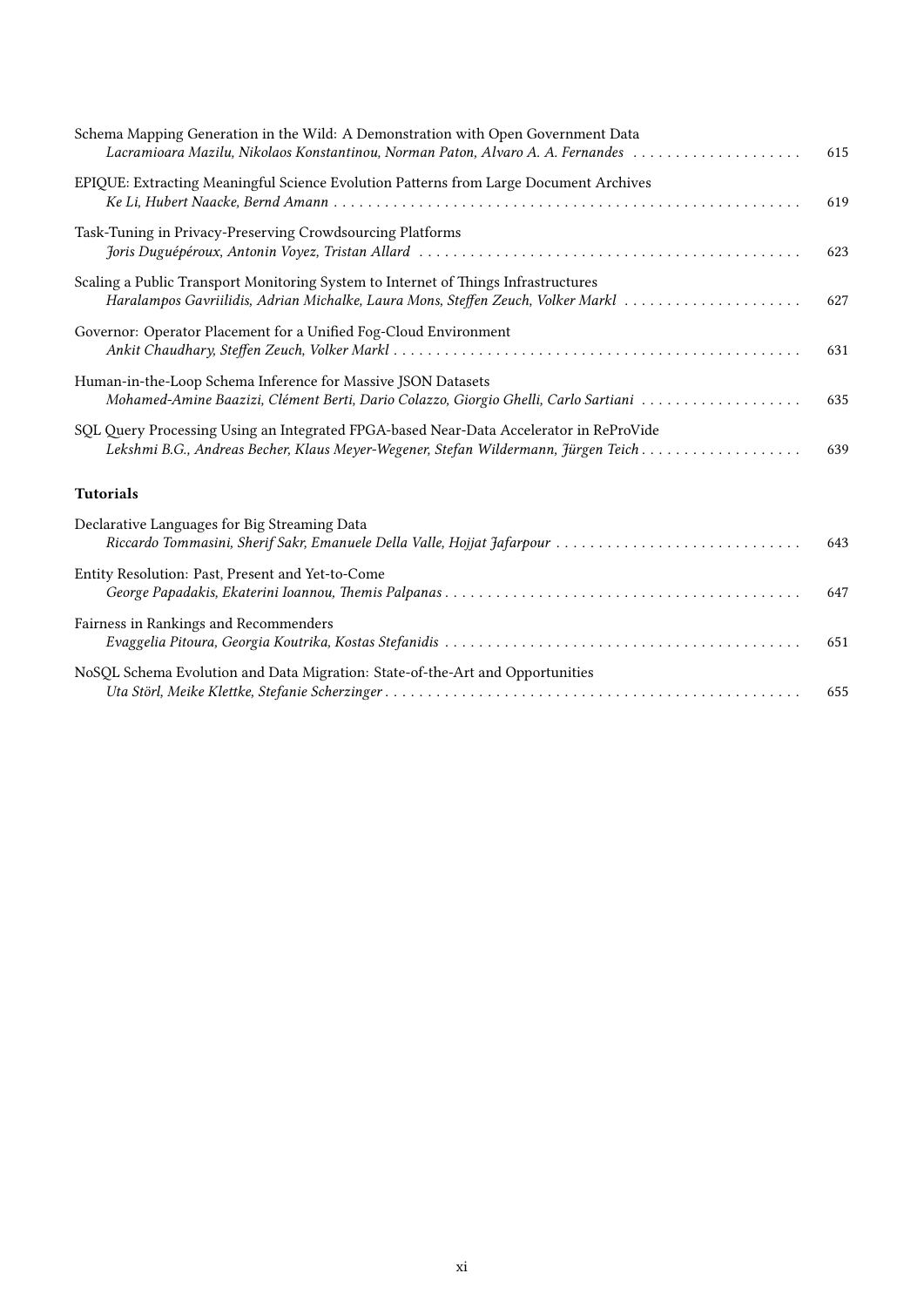Schema Mapping Generation in the Wild: A Demonstration with Open Government Data
*Lacramioara Mazilu, Nikolaos Konstantinou, Norman Paton, Alvaro A. A. Fernandes* . . . . . . . . . . . . . . . . . . . . 615

EPIQUE: Extracting Meaningful Science Evolution Patterns from Large Document Archives
*Ke Li, Hubert Naacke, Bernd Amann* . . . . . . . . . . . . . . . . . . . . . . . . . . . . . . . . . . . . . . . . . . . . . . . . . . . . . . 619

Task-Tuning in Privacy-Preserving Crowdsourcing Platforms
*Joris Duguépéroux, Antonin Voyez, Tristan Allard* . . . . . . . . . . . . . . . . . . . . . . . . . . . . . . . . . . . . . . . . . . . . 623

Scaling a Public Transport Monitoring System to Internet of Things Infrastructures
*Haralampos Gavriilidis, Adrian Michalke, Laura Mons, Steffen Zeuch, Volker Markl* . . . . . . . . . . . . . . . . . . . . . 627

Governor: Operator Placement for a Unified Fog-Cloud Environment
*Ankit Chaudhary, Steffen Zeuch, Volker Markl* . . . . . . . . . . . . . . . . . . . . . . . . . . . . . . . . . . . . . . . . . . . . . . . 631

Human-in-the-Loop Schema Inference for Massive JSON Datasets
*Mohamed-Amine Baazizi, Clément Berti, Dario Colazzo, Giorgio Ghelli, Carlo Sartiani* . . . . . . . . . . . . . . . . . . . 635

SQL Query Processing Using an Integrated FPGA-based Near-Data Accelerator in ReProVide
*Lekshmi B.G., Andreas Becher, Klaus Meyer-Wegener, Stefan Wildermann, Jürgen Teich* . . . . . . . . . . . . . . . . . . 639

### Tutorials

Declarative Languages for Big Streaming Data
*Riccardo Tommasini, Sherif Sakr, Emanuele Della Valle, Hojjat Jafarpour* . . . . . . . . . . . . . . . . . . . . . . . . . . . . 643

Entity Resolution: Past, Present and Yet-to-Come
*George Papadakis, Ekaterini Ioannou, Themis Palpanas* . . . . . . . . . . . . . . . . . . . . . . . . . . . . . . . . . . . . . . . . . 647

Fairness in Rankings and Recommenders
*Evaggelia Pitoura, Georgia Koutrika, Kostas Stefanidis* . . . . . . . . . . . . . . . . . . . . . . . . . . . . . . . . . . . . . . . . . 651

NoSQL Schema Evolution and Data Migration: State-of-the-Art and Opportunities
*Uta Störl, Meike Klettke, Stefanie Scherzinger* . . . . . . . . . . . . . . . . . . . . . . . . . . . . . . . . . . . . . . . . . . . . . . . . 655